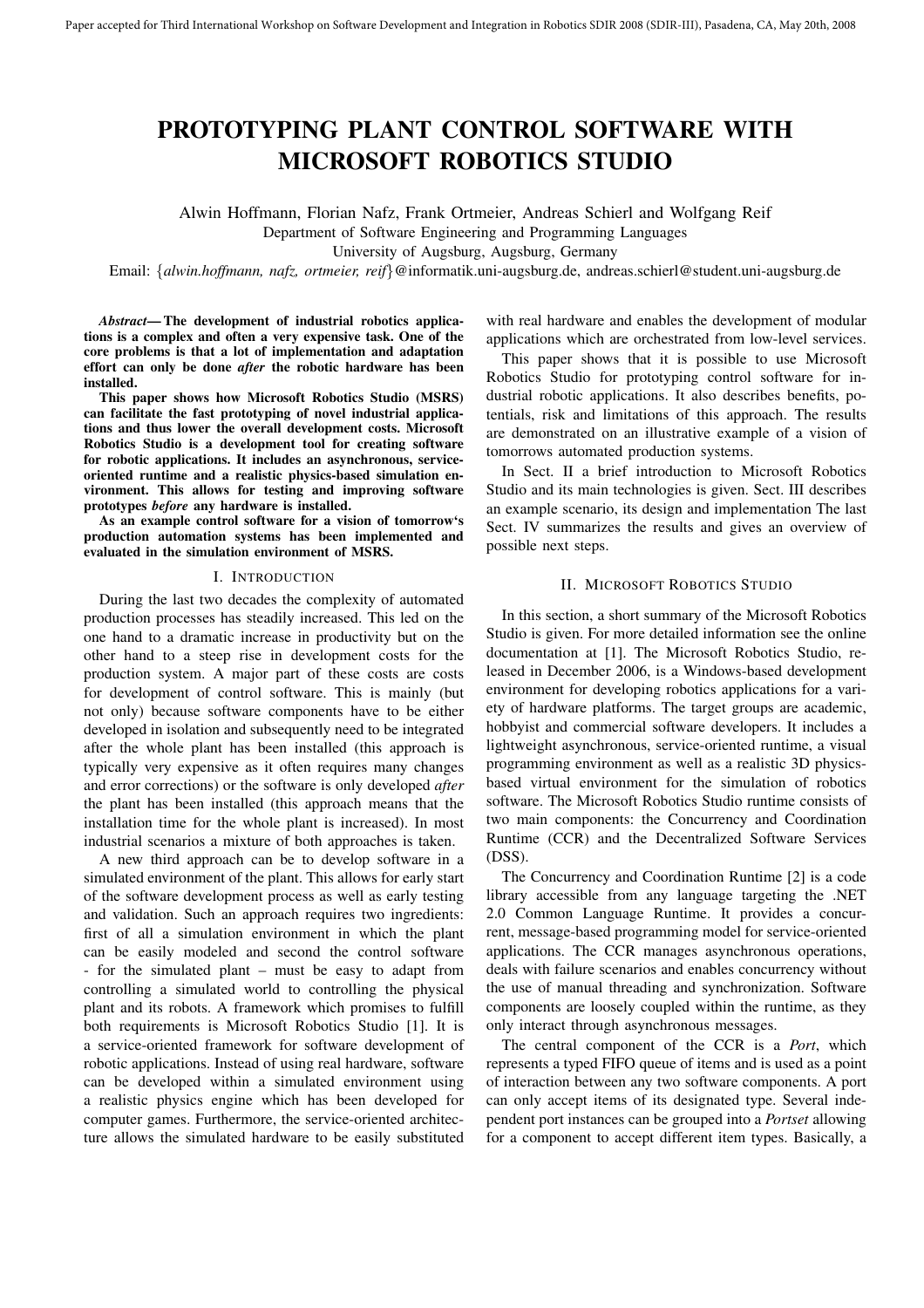# PROTOTYPING PLANT CONTROL SOFTWARE WITH MICROSOFT ROBOTICS STUDIO

Alwin Hoffmann, Florian Nafz, Frank Ortmeier, Andreas Schierl and Wolfgang Reif
Department of Software Engineering and Programming Languages
University of Augsburg, Augsburg, Germany
Email: {*alwin.hoffmann, nafz, ortmeier, reif*}@informatik.uni-augsburg.de, andreas.schierl@student.uni-augsburg.de

***Abstract*— The development of industrial robotics applications is a complex and often a very expensive task. One of the core problems is that a lot of implementation and adaptation effort can only be done *after* the robotic hardware has been installed.**

**This paper shows how Microsoft Robotics Studio (MSRS) can facilitate the fast prototyping of novel industrial applications and thus lower the overall development costs. Microsoft Robotics Studio is a development tool for creating software for robotic applications. It includes an asynchronous, service-oriented runtime and a realistic physics-based simulation environment. This allows for testing and improving software prototypes *before* any hardware is installed.**

**As an example control software for a vision of tomorrow's production automation systems has been implemented and evaluated in the simulation environment of MSRS.**

## I. Introduction

During the last two decades the complexity of automated production processes has steadily increased. This led on the one hand to a dramatic increase in productivity but on the other hand to a steep rise in development costs for the production system. A major part of these costs are costs for development of control software. This is mainly (but not only) because software components have to be either developed in isolation and subsequently need to be integrated after the whole plant has been installed (this approach is typically very expensive as it often requires many changes and error corrections) or the software is only developed *after* the plant has been installed (this approach means that the installation time for the whole plant is increased). In most industrial scenarios a mixture of both approaches is taken.

A new third approach can be to develop software in a simulated environment of the plant. This allows for early start of the software development process as well as early testing and validation. Such an approach requires two ingredients: first of all a simulation environment in which the plant can be easily modeled and second the control software - for the simulated plant – must be easy to adapt from controlling a simulated world to controlling the physical plant and its robots. A framework which promises to fulfill both requirements is Microsoft Robotics Studio [1]. It is a service-oriented framework for software development of robotic applications. Instead of using real hardware, software can be developed within a simulated environment using a realistic physics engine which has been developed for computer games. Furthermore, the service-oriented architecture allows the simulated hardware to be easily substituted with real hardware and enables the development of modular applications which are orchestrated from low-level services.

This paper shows that it is possible to use Microsoft Robotics Studio for prototyping control software for industrial robotic applications. It also describes benefits, potentials, risk and limitations of this approach. The results are demonstrated on an illustrative example of a vision of tomorrows automated production systems.

In Sect. II a brief introduction to Microsoft Robotics Studio and its main technologies is given. Sect. III describes an example scenario, its design and implementation The last Sect. IV summarizes the results and gives an overview of possible next steps.

## II. Microsoft Robotics Studio

In this section, a short summary of the Microsoft Robotics Studio is given. For more detailed information see the online documentation at [1]. The Microsoft Robotics Studio, released in December 2006, is a Windows-based development environment for developing robotics applications for a variety of hardware platforms. The target groups are academic, hobbyist and commercial software developers. It includes a lightweight asynchronous, service-oriented runtime, a visual programming environment as well as a realistic 3D physics-based virtual environment for the simulation of robotics software. The Microsoft Robotics Studio runtime consists of two main components: the Concurrency and Coordination Runtime (CCR) and the Decentralized Software Services (DSS).

The Concurrency and Coordination Runtime [2] is a code library accessible from any language targeting the .NET 2.0 Common Language Runtime. It provides a concurrent, message-based programming model for service-oriented applications. The CCR manages asynchronous operations, deals with failure scenarios and enables concurrency without the use of manual threading and synchronization. Software components are loosely coupled within the runtime, as they only interact through asynchronous messages.

The central component of the CCR is a *Port*, which represents a typed FIFO queue of items and is used as a point of interaction between any two software components. A port can only accept items of its designated type. Several independent port instances can be grouped into a *Portset* allowing for a component to accept different item types. Basically, a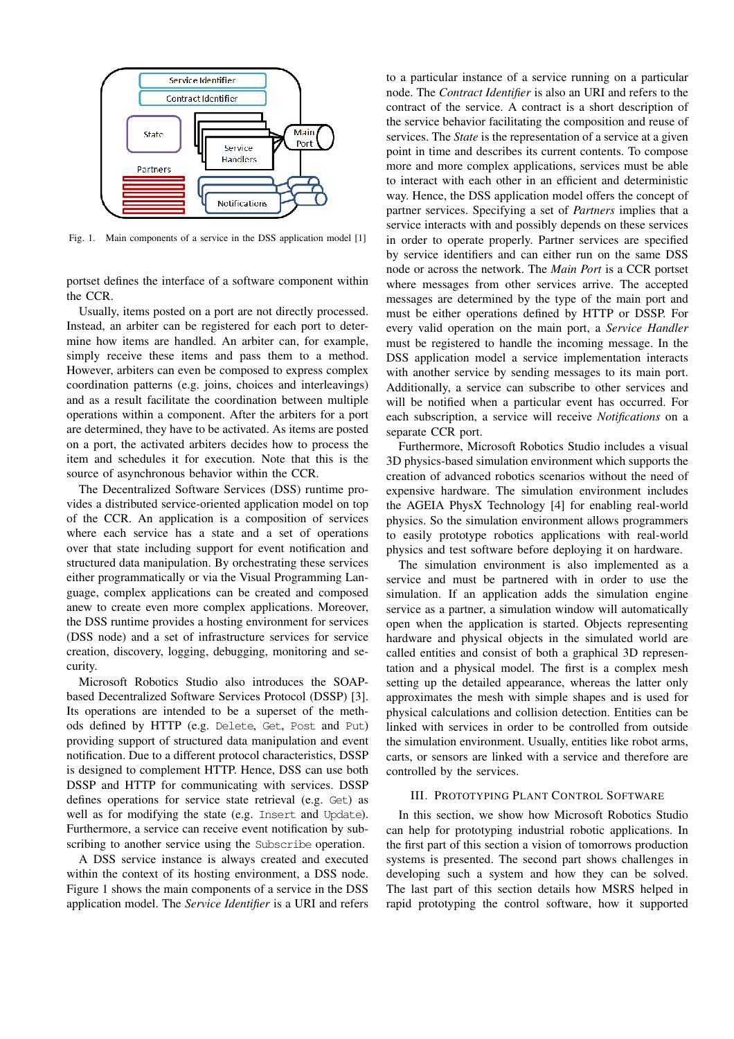Fig. 1. Main components of a service in the DSS application model [1]

portset defines the interface of a software component within the CCR.

Usually, items posted on a port are not directly processed. Instead, an arbiter can be registered for each port to determine how items are handled. An arbiter can, for example, simply receive these items and pass them to a method. However, arbiters can even be composed to express complex coordination patterns (e.g. joins, choices and interleavings) and as a result facilitate the coordination between multiple operations within a component. After the arbiters for a port are determined, they have to be activated. As items are posted on a port, the activated arbiters decides how to process the item and schedules it for execution. Note that this is the source of asynchronous behavior within the CCR.

The Decentralized Software Services (DSS) runtime provides a distributed service-oriented application model on top of the CCR. An application is a composition of services where each service has a state and a set of operations over that state including support for event notification and structured data manipulation. By orchestrating these services either programmatically or via the Visual Programming Language, complex applications can be created and composed anew to create even more complex applications. Moreover, the DSS runtime provides a hosting environment for services (DSS node) and a set of infrastructure services for service creation, discovery, logging, debugging, monitoring and security.

Microsoft Robotics Studio also introduces the SOAP-based Decentralized Software Services Protocol (DSSP) [3]. Its operations are intended to be a superset of the methods defined by HTTP (e.g. `Delete`, `Get`, `Post` and `Put`) providing support of structured data manipulation and event notification. Due to a different protocol characteristics, DSSP is designed to complement HTTP. Hence, DSS can use both DSSP and HTTP for communicating with services. DSSP defines operations for service state retrieval (e.g. `Get`) as well as for modifying the state (e.g. `Insert` and `Update`). Furthermore, a service can receive event notification by subscribing to another service using the `Subscribe` operation.

A DSS service instance is always created and executed within the context of its hosting environment, a DSS node. Figure 1 shows the main components of a service in the DSS application model. The *Service Identifier* is a URI and refers to a particular instance of a service running on a particular node. The *Contract Identifier* is also an URI and refers to the contract of the service. A contract is a short description of the service behavior facilitating the composition and reuse of services. The *State* is the representation of a service at a given point in time and describes its current contents. To compose more and more complex applications, services must be able to interact with each other in an efficient and deterministic way. Hence, the DSS application model offers the concept of partner services. Specifying a set of *Partners* implies that a service interacts with and possibly depends on these services in order to operate properly. Partner services are specified by service identifiers and can either run on the same DSS node or across the network. The *Main Port* is a CCR portset where messages from other services arrive. The accepted messages are determined by the type of the main port and must be either operations defined by HTTP or DSSP. For every valid operation on the main port, a *Service Handler* must be registered to handle the incoming message. In the DSS application model a service implementation interacts with another service by sending messages to its main port. Additionally, a service can subscribe to other services and will be notified when a particular event has occurred. For each subscription, a service will receive *Notifications* on a separate CCR port.

Furthermore, Microsoft Robotics Studio includes a visual 3D physics-based simulation environment which supports the creation of advanced robotics scenarios without the need of expensive hardware. The simulation environment includes the AGEIA PhysX Technology [4] for enabling real-world physics. So the simulation environment allows programmers to easily prototype robotics applications with real-world physics and test software before deploying it on hardware.

The simulation environment is also implemented as a service and must be partnered with in order to use the simulation. If an application adds the simulation engine service as a partner, a simulation window will automatically open when the application is started. Objects representing hardware and physical objects in the simulated world are called entities and consist of both a graphical 3D representation and a physical model. The first is a complex mesh setting up the detailed appearance, whereas the latter only approximates the mesh with simple shapes and is used for physical calculations and collision detection. Entities can be linked with services in order to be controlled from outside the simulation environment. Usually, entities like robot arms, carts, or sensors are linked with a service and therefore are controlled by the services.

## III. Prototyping Plant Control Software

In this section, we show how Microsoft Robotics Studio can help for prototyping industrial robotic applications. In the first part of this section a vision of tomorrows production systems is presented. The second part shows challenges in developing such a system and how they can be solved. The last part of this section details how MSRS helped in rapid prototyping the control software, how it supported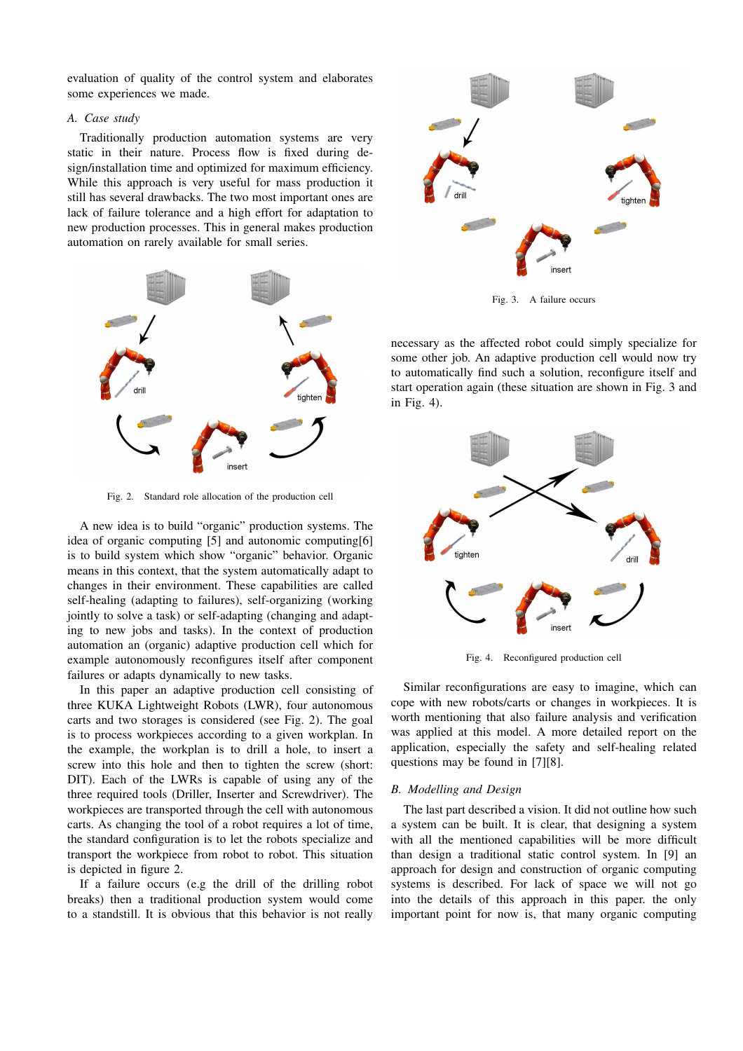evaluation of quality of the control system and elaborates some experiences we made.

### A. Case study

Traditionally production automation systems are very static in their nature. Process flow is fixed during design/installation time and optimized for maximum efficiency. While this approach is very useful for mass production it still has several drawbacks. The two most important ones are lack of failure tolerance and a high effort for adaptation to new production processes. This in general makes production automation on rarely available for small series.

Fig. 2. Standard role allocation of the production cell

A new idea is to build "organic" production systems. The idea of organic computing [5] and autonomic computing[6] is to build system which show "organic" behavior. Organic means in this context, that the system automatically adapt to changes in their environment. These capabilities are called self-healing (adapting to failures), self-organizing (working jointly to solve a task) or self-adapting (changing and adapting to new jobs and tasks). In the context of production automation an (organic) adaptive production cell which for example autonomously reconfigures itself after component failures or adapts dynamically to new tasks.

In this paper an adaptive production cell consisting of three KUKA Lightweight Robots (LWR), four autonomous carts and two storages is considered (see Fig. 2). The goal is to process workpieces according to a given workplan. In the example, the workplan is to drill a hole, to insert a screw into this hole and then to tighten the screw (short: DIT). Each of the LWRs is capable of using any of the three required tools (Driller, Inserter and Screwdriver). The workpieces are transported through the cell with autonomous carts. As changing the tool of a robot requires a lot of time, the standard configuration is to let the robots specialize and transport the workpiece from robot to robot. This situation is depicted in figure 2.

If a failure occurs (e.g the drill of the drilling robot breaks) then a traditional production system would come to a standstill. It is obvious that this behavior is not really necessary as the affected robot could simply specialize for some other job. An adaptive production cell would now try to automatically find such a solution, reconfigure itself and start operation again (these situation are shown in Fig. 3 and in Fig. 4).

Fig. 3. A failure occurs

Fig. 4. Reconfigured production cell

Similar reconfigurations are easy to imagine, which can cope with new robots/carts or changes in workpieces. It is worth mentioning that also failure analysis and verification was applied at this model. A more detailed report on the application, especially the safety and self-healing related questions may be found in [7][8].

### B. Modelling and Design

The last part described a vision. It did not outline how such a system can be built. It is clear, that designing a system with all the mentioned capabilities will be more difficult than design a traditional static control system. In [9] an approach for design and construction of organic computing systems is described. For lack of space we will not go into the details of this approach in this paper. the only important point for now is, that many organic computing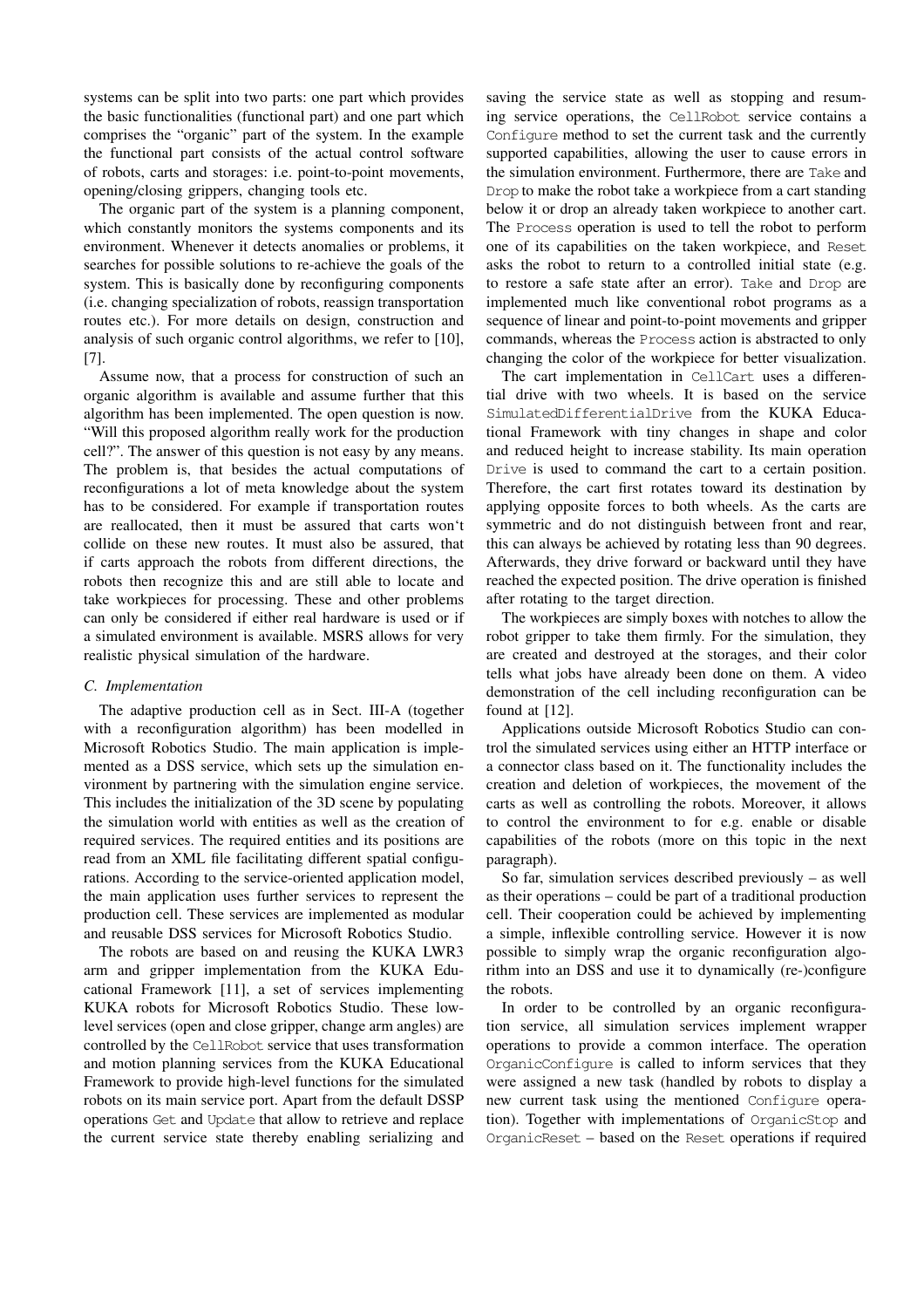systems can be split into two parts: one part which provides the basic functionalities (functional part) and one part which comprises the "organic" part of the system. In the example the functional part consists of the actual control software of robots, carts and storages: i.e. point-to-point movements, opening/closing grippers, changing tools etc.

The organic part of the system is a planning component, which constantly monitors the systems components and its environment. Whenever it detects anomalies or problems, it searches for possible solutions to re-achieve the goals of the system. This is basically done by reconfiguring components (i.e. changing specialization of robots, reassign transportation routes etc.). For more details on design, construction and analysis of such organic control algorithms, we refer to [10], [7].

Assume now, that a process for construction of such an organic algorithm is available and assume further that this algorithm has been implemented. The open question is now. "Will this proposed algorithm really work for the production cell?". The answer of this question is not easy by any means. The problem is, that besides the actual computations of reconfigurations a lot of meta knowledge about the system has to be considered. For example if transportation routes are reallocated, then it must be assured that carts won't collide on these new routes. It must also be assured, that if carts approach the robots from different directions, the robots then recognize this and are still able to locate and take workpieces for processing. These and other problems can only be considered if either real hardware is used or if a simulated environment is available. MSRS allows for very realistic physical simulation of the hardware.

### C. Implementation

The adaptive production cell as in Sect. III-A (together with a reconfiguration algorithm) has been modelled in Microsoft Robotics Studio. The main application is implemented as a DSS service, which sets up the simulation environment by partnering with the simulation engine service. This includes the initialization of the 3D scene by populating the simulation world with entities as well as the creation of required services. The required entities and its positions are read from an XML file facilitating different spatial configurations. According to the service-oriented application model, the main application uses further services to represent the production cell. These services are implemented as modular and reusable DSS services for Microsoft Robotics Studio.

The robots are based on and reusing the KUKA LWR3 arm and gripper implementation from the KUKA Educational Framework [11], a set of services implementing KUKA robots for Microsoft Robotics Studio. These low-level services (open and close gripper, change arm angles) are controlled by the `CellRobot` service that uses transformation and motion planning services from the KUKA Educational Framework to provide high-level functions for the simulated robots on its main service port. Apart from the default DSSP operations `Get` and `Update` that allow to retrieve and replace the current service state thereby enabling serializing and saving the service state as well as stopping and resuming service operations, the `CellRobot` service contains a `Configure` method to set the current task and the currently supported capabilities, allowing the user to cause errors in the simulation environment. Furthermore, there are `Take` and `Drop` to make the robot take a workpiece from a cart standing below it or drop an already taken workpiece to another cart. The `Process` operation is used to tell the robot to perform one of its capabilities on the taken workpiece, and `Reset` asks the robot to return to a controlled initial state (e.g. to restore a safe state after an error). `Take` and `Drop` are implemented much like conventional robot programs as a sequence of linear and point-to-point movements and gripper commands, whereas the `Process` action is abstracted to only changing the color of the workpiece for better visualization.

The cart implementation in `CellCart` uses a differential drive with two wheels. It is based on the service `SimulatedDifferentialDrive` from the KUKA Educational Framework with tiny changes in shape and color and reduced height to increase stability. Its main operation `Drive` is used to command the cart to a certain position. Therefore, the cart first rotates toward its destination by applying opposite forces to both wheels. As the carts are symmetric and do not distinguish between front and rear, this can always be achieved by rotating less than 90 degrees. Afterwards, they drive forward or backward until they have reached the expected position. The drive operation is finished after rotating to the target direction.

The workpieces are simply boxes with notches to allow the robot gripper to take them firmly. For the simulation, they are created and destroyed at the storages, and their color tells what jobs have already been done on them. A video demonstration of the cell including reconfiguration can be found at [12].

Applications outside Microsoft Robotics Studio can control the simulated services using either an HTTP interface or a connector class based on it. The functionality includes the creation and deletion of workpieces, the movement of the carts as well as controlling the robots. Moreover, it allows to control the environment to for e.g. enable or disable capabilities of the robots (more on this topic in the next paragraph).

So far, simulation services described previously – as well as their operations – could be part of a traditional production cell. Their cooperation could be achieved by implementing a simple, inflexible controlling service. However it is now possible to simply wrap the organic reconfiguration algorithm into an DSS and use it to dynamically (re-)configure the robots.

In order to be controlled by an organic reconfiguration service, all simulation services implement wrapper operations to provide a common interface. The operation `OrganicConfigure` is called to inform services that they were assigned a new task (handled by robots to display a new current task using the mentioned `Configure` operation). Together with implementations of `OrganicStop` and `OrganicReset` – based on the `Reset` operations if required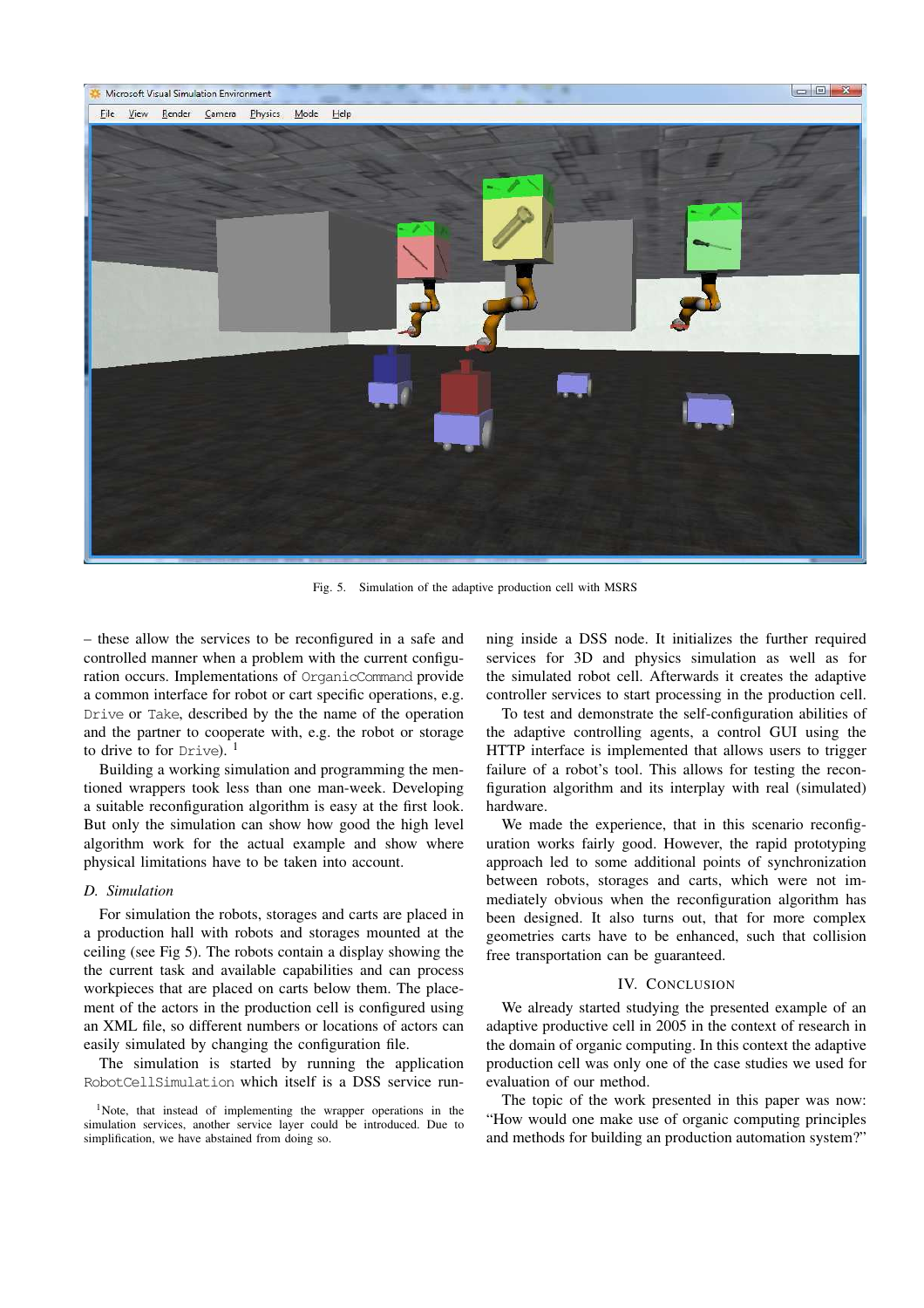Fig. 5. Simulation of the adaptive production cell with MSRS

– these allow the services to be reconfigured in a safe and controlled manner when a problem with the current configuration occurs. Implementations of OrganicCommand provide a common interface for robot or cart specific operations, e.g. Drive or Take, described by the the name of the operation and the partner to cooperate with, e.g. the robot or storage to drive to for Drive). [1]

Building a working simulation and programming the mentioned wrappers took less than one man-week. Developing a suitable reconfiguration algorithm is easy at the first look. But only the simulation can show how good the high level algorithm work for the actual example and show where physical limitations have to be taken into account.

### D. Simulation

For simulation the robots, storages and carts are placed in a production hall with robots and storages mounted at the ceiling (see Fig 5). The robots contain a display showing the the current task and available capabilities and can process workpieces that are placed on carts below them. The placement of the actors in the production cell is configured using an XML file, so different numbers or locations of actors can easily simulated by changing the configuration file.

The simulation is started by running the application RobotCellSimulation which itself is a DSS service running inside a DSS node. It initializes the further required services for 3D and physics simulation as well as for the simulated robot cell. Afterwards it creates the adaptive controller services to start processing in the production cell.

To test and demonstrate the self-configuration abilities of the adaptive controlling agents, a control GUI using the HTTP interface is implemented that allows users to trigger failure of a robot's tool. This allows for testing the reconfiguration algorithm and its interplay with real (simulated) hardware.

We made the experience, that in this scenario reconfiguration works fairly good. However, the rapid prototyping approach led to some additional points of synchronization between robots, storages and carts, which were not immediately obvious when the reconfiguration algorithm has been designed. It also turns out, that for more complex geometries carts have to be enhanced, such that collision free transportation can be guaranteed.

## IV. Conclusion

We already started studying the presented example of an adaptive productive cell in 2005 in the context of research in the domain of organic computing. In this context the adaptive production cell was only one of the case studies we used for evaluation of our method.

The topic of the work presented in this paper was now: "How would one make use of organic computing principles and methods for building an production automation system?"

[1] Note, that instead of implementing the wrapper operations in the simulation services, another service layer could be introduced. Due to simplification, we have abstained from doing so.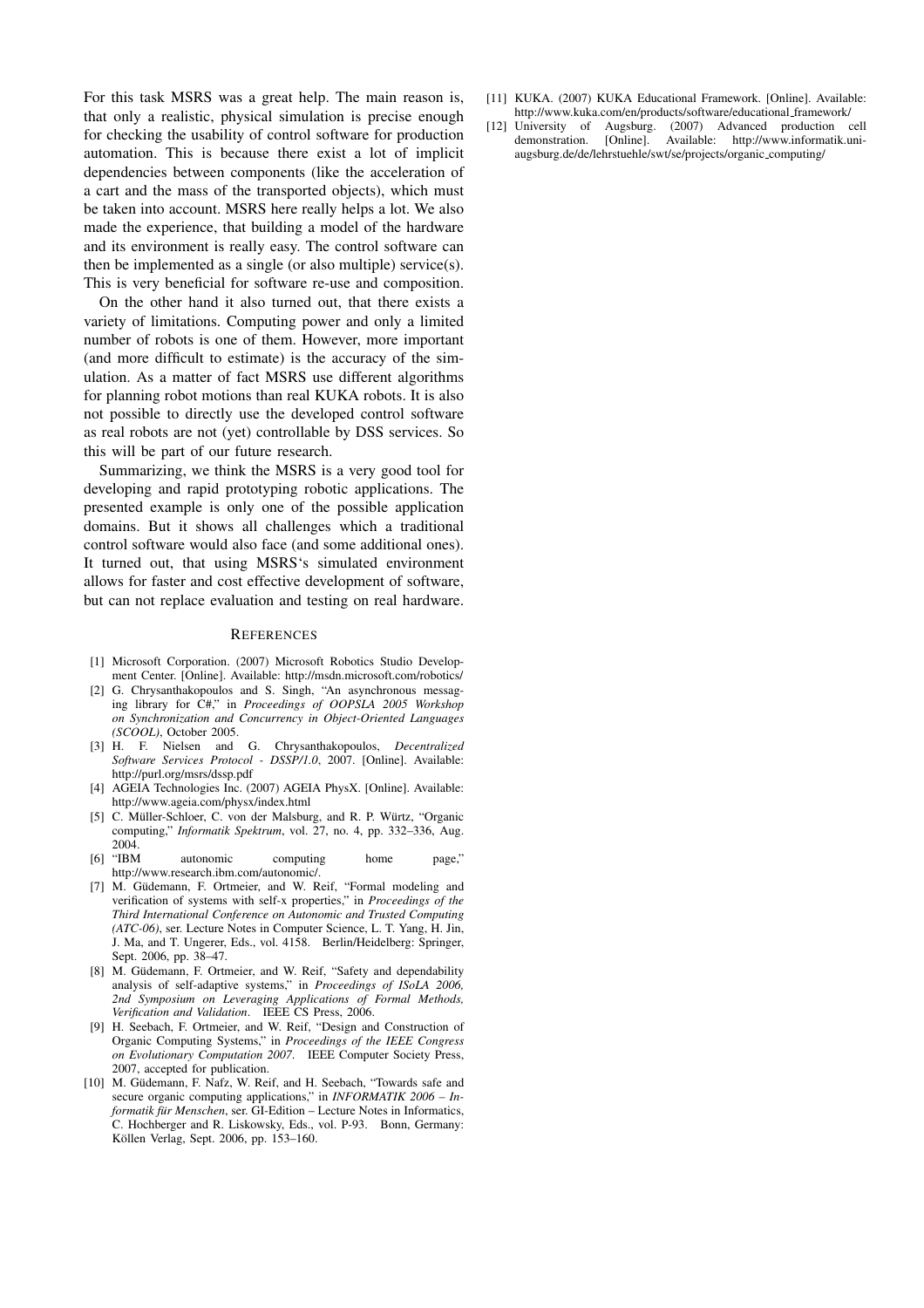For this task MSRS was a great help. The main reason is, that only a realistic, physical simulation is precise enough for checking the usability of control software for production automation. This is because there exist a lot of implicit dependencies between components (like the acceleration of a cart and the mass of the transported objects), which must be taken into account. MSRS here really helps a lot. We also made the experience, that building a model of the hardware and its environment is really easy. The control software can then be implemented as a single (or also multiple) service(s). This is very beneficial for software re-use and composition.

On the other hand it also turned out, that there exists a variety of limitations. Computing power and only a limited number of robots is one of them. However, more important (and more difficult to estimate) is the accuracy of the simulation. As a matter of fact MSRS use different algorithms for planning robot motions than real KUKA robots. It is also not possible to directly use the developed control software as real robots are not (yet) controllable by DSS services. So this will be part of our future research.

Summarizing, we think the MSRS is a very good tool for developing and rapid prototyping robotic applications. The presented example is only one of the possible application domains. But it shows all challenges which a traditional control software would also face (and some additional ones). It turned out, that using MSRS's simulated environment allows for faster and cost effective development of software, but can not replace evaluation and testing on real hardware.

## REFERENCES

[1] Microsoft Corporation. (2007) Microsoft Robotics Studio Development Center. [Online]. Available: http://msdn.microsoft.com/robotics/

[2] G. Chrysanthakopoulos and S. Singh, "An asynchronous messaging library for C#," in *Proceedings of OOPSLA 2005 Workshop on Synchronization and Concurrency in Object-Oriented Languages (SCOOL)*, October 2005.

[3] H. F. Nielsen and G. Chrysanthakopoulos, *Decentralized Software Services Protocol - DSSP/1.0*, 2007. [Online]. Available: http://purl.org/msrs/dssp.pdf

[4] AGEIA Technologies Inc. (2007) AGEIA PhysX. [Online]. Available: http://www.ageia.com/physx/index.html

[5] C. Müller-Schloer, C. von der Malsburg, and R. P. Würtz, "Organic computing," *Informatik Spektrum*, vol. 27, no. 4, pp. 332–336, Aug. 2004.

[6] "IBM autonomic computing home page," http://www.research.ibm.com/autonomic/.

[7] M. Güdemann, F. Ortmeier, and W. Reif, "Formal modeling and verification of systems with self-x properties," in *Proceedings of the Third International Conference on Autonomic and Trusted Computing (ATC-06)*, ser. Lecture Notes in Computer Science, L. T. Yang, H. Jin, J. Ma, and T. Ungerer, Eds., vol. 4158. Berlin/Heidelberg: Springer, Sept. 2006, pp. 38–47.

[8] M. Güdemann, F. Ortmeier, and W. Reif, "Safety and dependability analysis of self-adaptive systems," in *Proceedings of ISoLA 2006, 2nd Symposium on Leveraging Applications of Formal Methods, Verification and Validation*. IEEE CS Press, 2006.

[9] H. Seebach, F. Ortmeier, and W. Reif, "Design and Construction of Organic Computing Systems," in *Proceedings of the IEEE Congress on Evolutionary Computation 2007*. IEEE Computer Society Press, 2007, accepted for publication.

[10] M. Güdemann, F. Nafz, W. Reif, and H. Seebach, "Towards safe and secure organic computing applications," in *INFORMATIK 2006 – Informatik für Menschen*, ser. GI-Edition – Lecture Notes in Informatics, C. Hochberger and R. Liskowsky, Eds., vol. P-93. Bonn, Germany: Köllen Verlag, Sept. 2006, pp. 153–160.

[11] KUKA. (2007) KUKA Educational Framework. [Online]. Available: http://www.kuka.com/en/products/software/educational_framework/

[12] University of Augsburg. (2007) Advanced production cell demonstration. [Online]. Available: http://www.informatik.uni-augsburg.de/de/lehrstuehle/swt/se/projects/organic_computing/